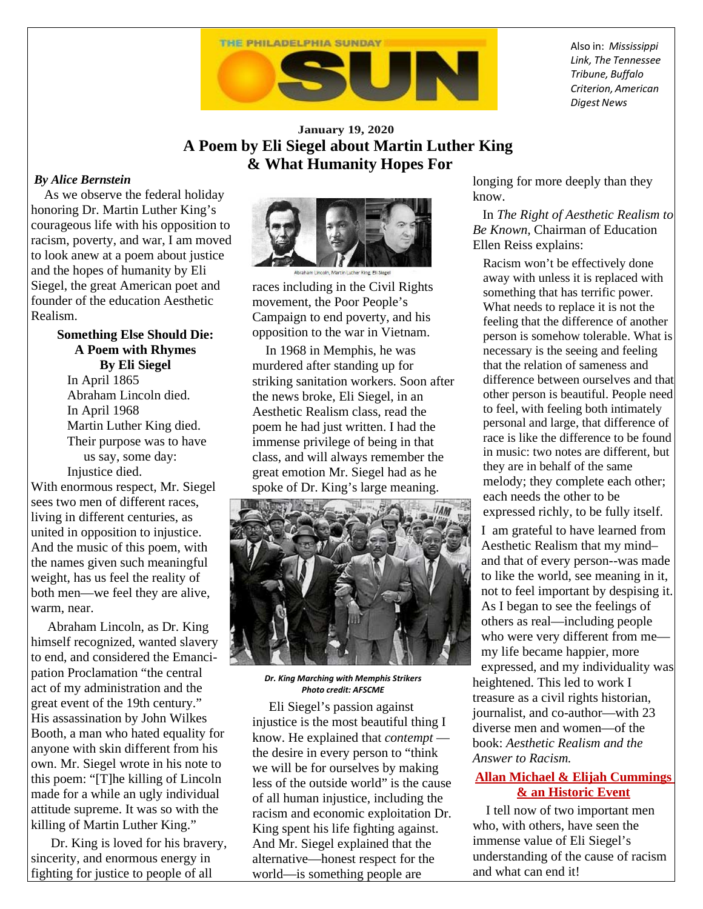THE PHILADELPHIA SUNDAY SUN

Also in: *Mississippi Link, The Tennessee Tribune, Buffalo Criterion, American Digest News*

**January 19, 2020**

# A Poem by Eli Siegel about Martin Luther King & What Humanity Hopes For

***By Alice Bernstein***

As we observe the federal holiday honoring Dr. Martin Luther King's courageous life with his opposition to racism, poverty, and war, I am moved to look anew at a poem about justice and the hopes of humanity by Eli Siegel, the great American poet and founder of the education Aesthetic Realism.

**Something Else Should Die: A Poem with Rhymes**
**By Eli Siegel**

In April 1865
Abraham Lincoln died.
In April 1968
Martin Luther King died.
Their purpose was to have
us say, some day:
Injustice died.

With enormous respect, Mr. Siegel sees two men of different races, living in different centuries, as united in opposition to injustice. And the music of this poem, with the names given such meaningful weight, has us feel the reality of both men—we feel they are alive, warm, near.

Abraham Lincoln, as Dr. King himself recognized, wanted slavery to end, and considered the Emancipation Proclamation "the central act of my administration and the great event of the 19th century." His assassination by John Wilkes Booth, a man who hated equality for anyone with skin different from his own. Mr. Siegel wrote in his note to this poem: "[T]he killing of Lincoln made for a while an ugly individual attitude supreme. It was so with the killing of Martin Luther King."

Dr. King is loved for his bravery, sincerity, and enormous energy in fighting for justice to people of all races including in the Civil Rights movement, the Poor People's Campaign to end poverty, and his opposition to the war in Vietnam.

Abraham Lincoln, Martin Luther King, Eli Siegel

In 1968 in Memphis, he was murdered after standing up for striking sanitation workers. Soon after the news broke, Eli Siegel, in an Aesthetic Realism class, read the poem he had just written. I had the immense privilege of being in that class, and will always remember the great emotion Mr. Siegel had as he spoke of Dr. King's large meaning.

***Dr. King Marching with Memphis Strikers***
***Photo credit: AFSCME***

Eli Siegel's passion against injustice is the most beautiful thing I know. He explained that *contempt* —the desire in every person to "think we will be for ourselves by making less of the outside world" is the cause of all human injustice, including the racism and economic exploitation Dr. King spent his life fighting against. And Mr. Siegel explained that the alternative—honest respect for the world—is something people are longing for more deeply than they know.

In *The Right of Aesthetic Realism to Be Known*, Chairman of Education Ellen Reiss explains:

> Racism won't be effectively done away with unless it is replaced with something that has terrific power. What needs to replace it is not the feeling that the difference of another person is somehow tolerable. What is necessary is the seeing and feeling that the relation of sameness and difference between ourselves and that other person is beautiful. People need to feel, with feeling both intimately personal and large, that difference of race is like the difference to be found in music: two notes are different, but they are in behalf of the same melody; they complete each other; each needs the other to be expressed richly, to be fully itself.

I am grateful to have learned from Aesthetic Realism that my mind–and that of every person--was made to like the world, see meaning in it, not to feel important by despising it. As I began to see the feelings of others as real—including people who were very different from me—my life became happier, more expressed, and my individuality was heightened. This led to work I treasure as a civil rights historian, journalist, and co-author—with 23 diverse men and women—of the book: *Aesthetic Realism and the Answer to Racism.*

## Allan Michael & Elijah Cummings & an Historic Event

I tell now of two important men who, with others, have seen the immense value of Eli Siegel's understanding of the cause of racism and what can end it!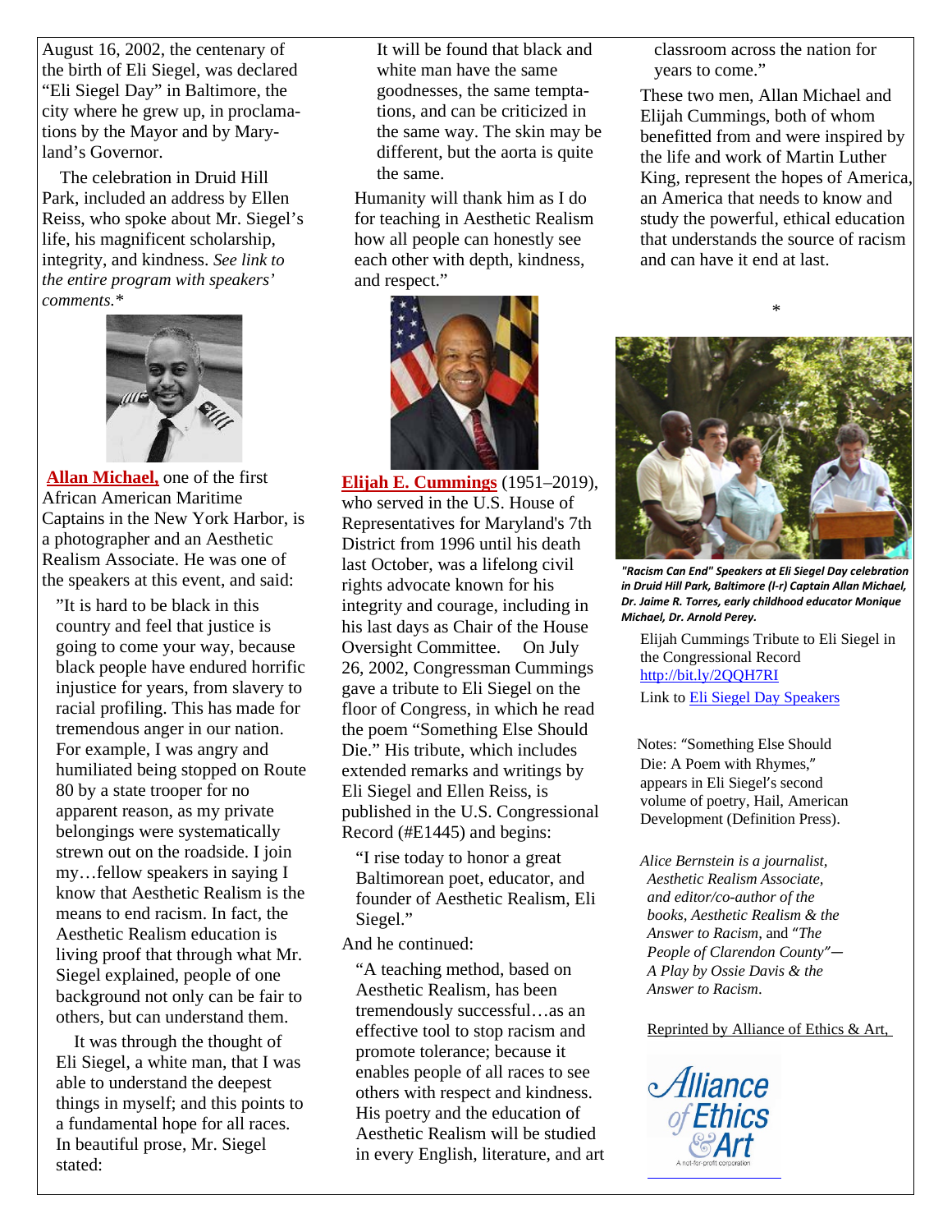August 16, 2002, the centenary of the birth of Eli Siegel, was declared "Eli Siegel Day" in Baltimore, the city where he grew up, in proclamations by the Mayor and by Maryland's Governor.

The celebration in Druid Hill Park, included an address by Ellen Reiss, who spoke about Mr. Siegel's life, his magnificent scholarship, integrity, and kindness. *See link to the entire program with speakers' comments.**

**Allan Michael,** one of the first African American Maritime Captains in the New York Harbor, is a photographer and an Aesthetic Realism Associate. He was one of the speakers at this event, and said:

> "It is hard to be black in this country and feel that justice is going to come your way, because black people have endured horrific injustice for years, from slavery to racial profiling. This has made for tremendous anger in our nation. For example, I was angry and humiliated being stopped on Route 80 by a state trooper for no apparent reason, as my private belongings were systematically strewn out on the roadside. I join my…fellow speakers in saying I know that Aesthetic Realism is the means to end racism. In fact, the Aesthetic Realism education is living proof that through what Mr. Siegel explained, people of one background not only can be fair to others, but can understand them.
>
> It was through the thought of Eli Siegel, a white man, that I was able to understand the deepest things in myself; and this points to a fundamental hope for all races. In beautiful prose, Mr. Siegel stated:
>
> It will be found that black and white man have the same goodnesses, the same temptations, and can be criticized in the same way. The skin may be different, but the aorta is quite the same.
>
> Humanity will thank him as I do for teaching in Aesthetic Realism how all people can honestly see each other with depth, kindness, and respect."

**Elijah E. Cummings** (1951–2019), who served in the U.S. House of Representatives for Maryland's 7th District from 1996 until his death last October, was a lifelong civil rights advocate known for his integrity and courage, including in his last days as Chair of the House Oversight Committee. On July 26, 2002, Congressman Cummings gave a tribute to Eli Siegel on the floor of Congress, in which he read the poem "Something Else Should Die." His tribute, which includes extended remarks and writings by Eli Siegel and Ellen Reiss, is published in the U.S. Congressional Record (#E1445) and begins:

> "I rise today to honor a great Baltimorean poet, educator, and founder of Aesthetic Realism, Eli Siegel."

And he continued:

> "A teaching method, based on Aesthetic Realism, has been tremendously successful…as an effective tool to stop racism and promote tolerance; because it enables people of all races to see others with respect and kindness. His poetry and the education of Aesthetic Realism will be studied in every English, literature, and art classroom across the nation for years to come."

These two men, Allan Michael and Elijah Cummings, both of whom benefitted from and were inspired by the life and work of Martin Luther King, represent the hopes of America, an America that needs to know and study the powerful, ethical education that understands the source of racism and can have it end at last.

*

***"Racism Can End" Speakers at Eli Siegel Day celebration in Druid Hill Park, Baltimore (l-r) Captain Allan Michael, Dr. Jaime R. Torres, early childhood educator Monique Michael, Dr. Arnold Perey.***

Elijah Cummings Tribute to Eli Siegel in the Congressional Record
http://bit.ly/2QQH7RI

Link to Eli Siegel Day Speakers

Notes: "Something Else Should Die: A Poem with Rhymes," appears in Eli Siegel's second volume of poetry, Hail, American Development (Definition Press).

*Alice Bernstein is a journalist, Aesthetic Realism Associate, and editor/co-author of the books, Aesthetic Realism & the Answer to Racism,* and *"The People of Clarendon County"— A Play by Ossie Davis & the Answer to Racism.*

Reprinted by Alliance of Ethics & Art,

Alliance of Ethics & Art
A not-for-profit corporation